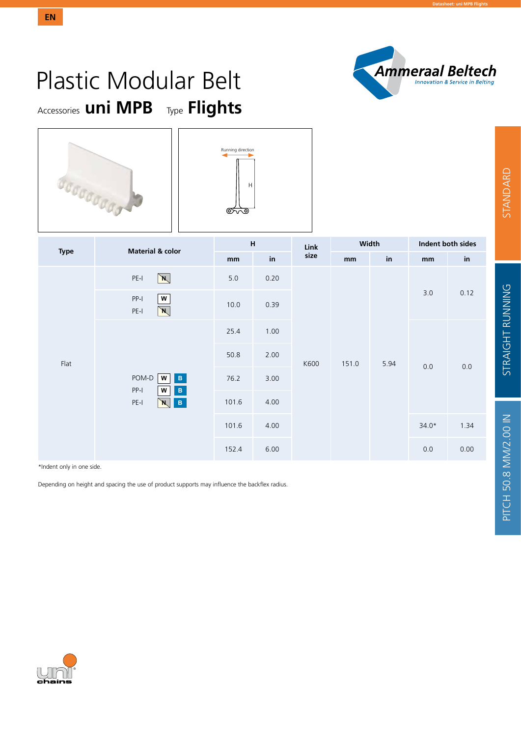EN

# Plastic Modular Belt

Accessories **uni MPB** Type **Flights**

Running direction

H

| Type | Material & color | H | | Link size | Width | | Indent both sides | |
|---|---|---|---|---|---|---|---|---|
| | | mm | in | | mm | in | mm | in |
| Flat | PE-I N | 5.0 | 0.20 | K600 | 151.0 | 5.94 | 3.0 | 0.12 |
| | PP-I W<br>PE-I N | 10.0 | 0.39 | | | | | |
| | POM-D W B<br>PP-I W B<br>PE-I N B | 25.4 | 1.00 | | | | 0.0 | 0.0 |
| | | 50.8 | 2.00 | | | | | |
| | | 76.2 | 3.00 | | | | | |
| | | 101.6 | 4.00 | | | | | |
| | | 101.6 | 4.00 | | | | 34.0* | 1.34 |
| | | 152.4 | 6.00 | | | | 0.0 | 0.00 |

*Indent only in one side.

Depending on height and spacing the use of product supports may influence the backflex radius.

STANDARD

STRAIGHT RUNNING

PITCH 50.8 MM/2.00 IN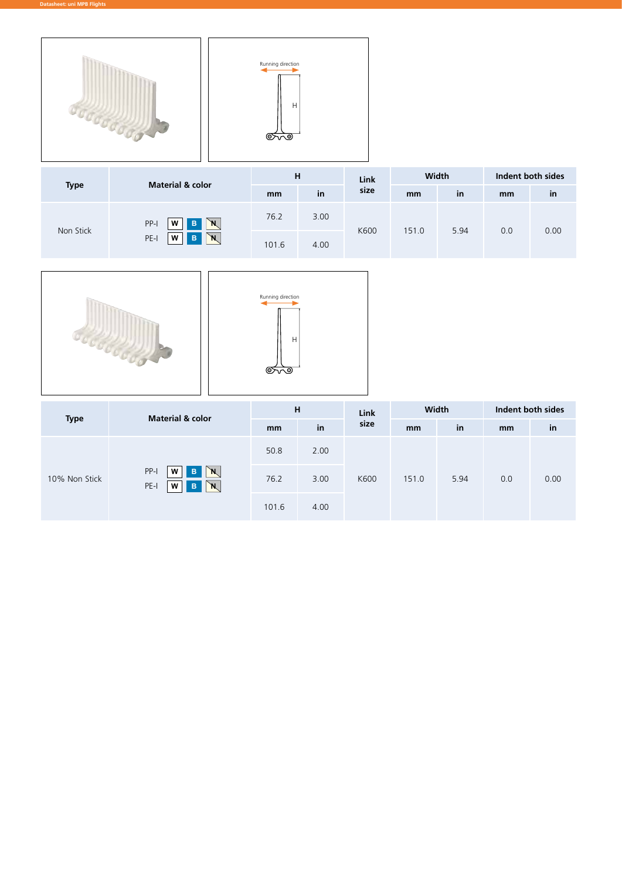Running direction

H

| Type | Material & color | H | | Link size | Width | | Indent both sides | |
|---|---|---|---|---|---|---|---|---|
| | | mm | in | | mm | in | mm | in |
| Non Stick | PP-I W B N<br>PE-I W B N | 76.2 | 3.00 | K600 | 151.0 | 5.94 | 0.0 | 0.00 |
| | | 101.6 | 4.00 | | | | | |

Running direction

H

| Type | Material & color | H | | Link size | Width | | Indent both sides | |
|---|---|---|---|---|---|---|---|---|
| | | mm | in | | mm | in | mm | in |
| 10% Non Stick | PP-I W B N<br>PE-I W B N | 50.8 | 2.00 | K600 | 151.0 | 5.94 | 0.0 | 0.00 |
| | | 76.2 | 3.00 | | | | | |
| | | 101.6 | 4.00 | | | | | |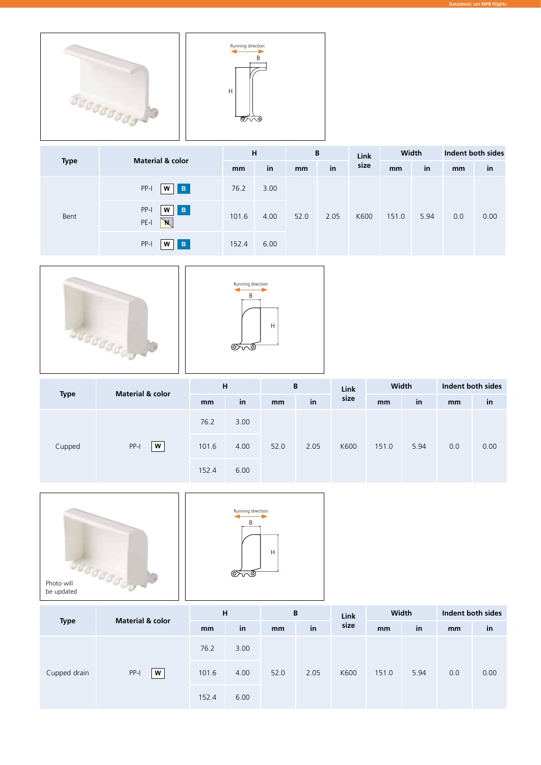Running direction

B

H

| Type | Material & color | H | | B | | Link size | Width | | Indent both sides | |
|---|---|---|---|---|---|---|---|---|---|---|
| | | mm | in | mm | in | | mm | in | mm | in |
| Bent | PP-I W B | 76.2 | 3.00 | 52.0 | 2.05 | K600 | 151.0 | 5.94 | 0.0 | 0.00 |
| | PP-I W B<br>PE-I N | 101.6 | 4.00 | | | | | | | |
| | PP-I W B | 152.4 | 6.00 | | | | | | | |

Running direction

B

H

| Type | Material & color | H | | B | | Link size | Width | | Indent both sides | |
|---|---|---|---|---|---|---|---|---|---|---|
| | | mm | in | mm | in | | mm | in | mm | in |
| Cupped | PP-I W | 76.2 | 3.00 | 52.0 | 2.05 | K600 | 151.0 | 5.94 | 0.0 | 0.00 |
| | | 101.6 | 4.00 | | | | | | | |
| | | 152.4 | 6.00 | | | | | | | |

Photo will be updated

Running direction

B

H

| Type | Material & color | H | | B | | Link size | Width | | Indent both sides | |
|---|---|---|---|---|---|---|---|---|---|---|
| | | mm | in | mm | in | | mm | in | mm | in |
| Cupped drain | PP-I W | 76.2 | 3.00 | 52.0 | 2.05 | K600 | 151.0 | 5.94 | 0.0 | 0.00 |
| | | 101.6 | 4.00 | | | | | | | |
| | | 152.4 | 6.00 | | | | | | | |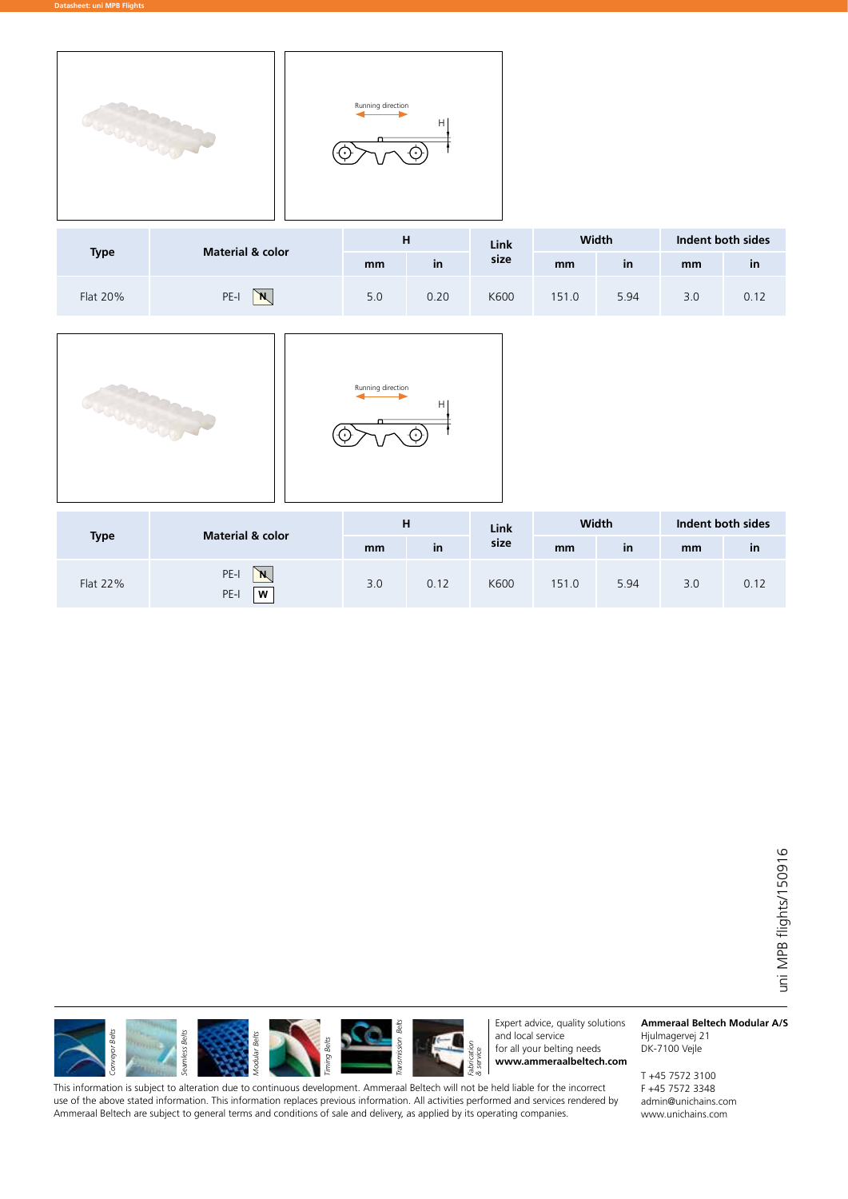Running direction

H

| Type | Material & color | H | | Link size | Width | | Indent both sides | |
|---|---|---|---|---|---|---|---|---|
| | | mm | in | | mm | in | mm | in |
| Flat 20% | PE-I N | 5.0 | 0.20 | K600 | 151.0 | 5.94 | 3.0 | 0.12 |

Running direction

H

| Type | Material & color | H | | Link size | Width | | Indent both sides | |
|---|---|---|---|---|---|---|---|---|
| | | mm | in | | mm | in | mm | in |
| Flat 22% | PE-I N<br>PE-I W | 3.0 | 0.12 | K600 | 151.0 | 5.94 | 3.0 | 0.12 |

uni MPB flights/150916

Conveyor Belts | Seamless Belts | Modular Belts | Timing Belts | Transmission Belts | Fabrication & service

Expert advice, quality solutions and local service for all your belting needs
**www.ammeraalbeltech.com**

**Ammeraal Beltech Modular A/S**
Hjulmagervej 21
DK-7100 Vejle

T +45 7572 3100
F +45 7572 3348
admin@unichains.com
www.unichains.com

This information is subject to alteration due to continuous development. Ammeraal Beltech will not be held liable for the incorrect use of the above stated information. This information replaces previous information. All activities performed and services rendered by Ammeraal Beltech are subject to general terms and conditions of sale and delivery, as applied by its operating companies.